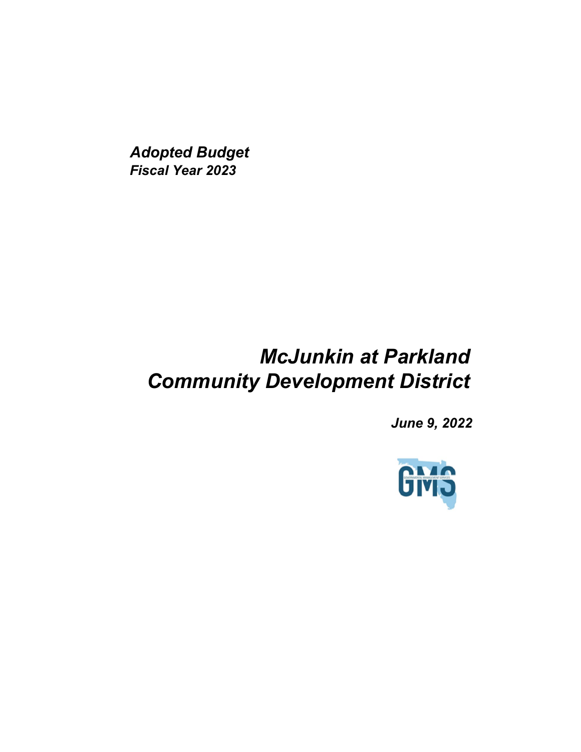***Adopted Budget***
***Fiscal Year 2023***

# *McJunkin at Parkland Community Development District*

***June 9, 2022***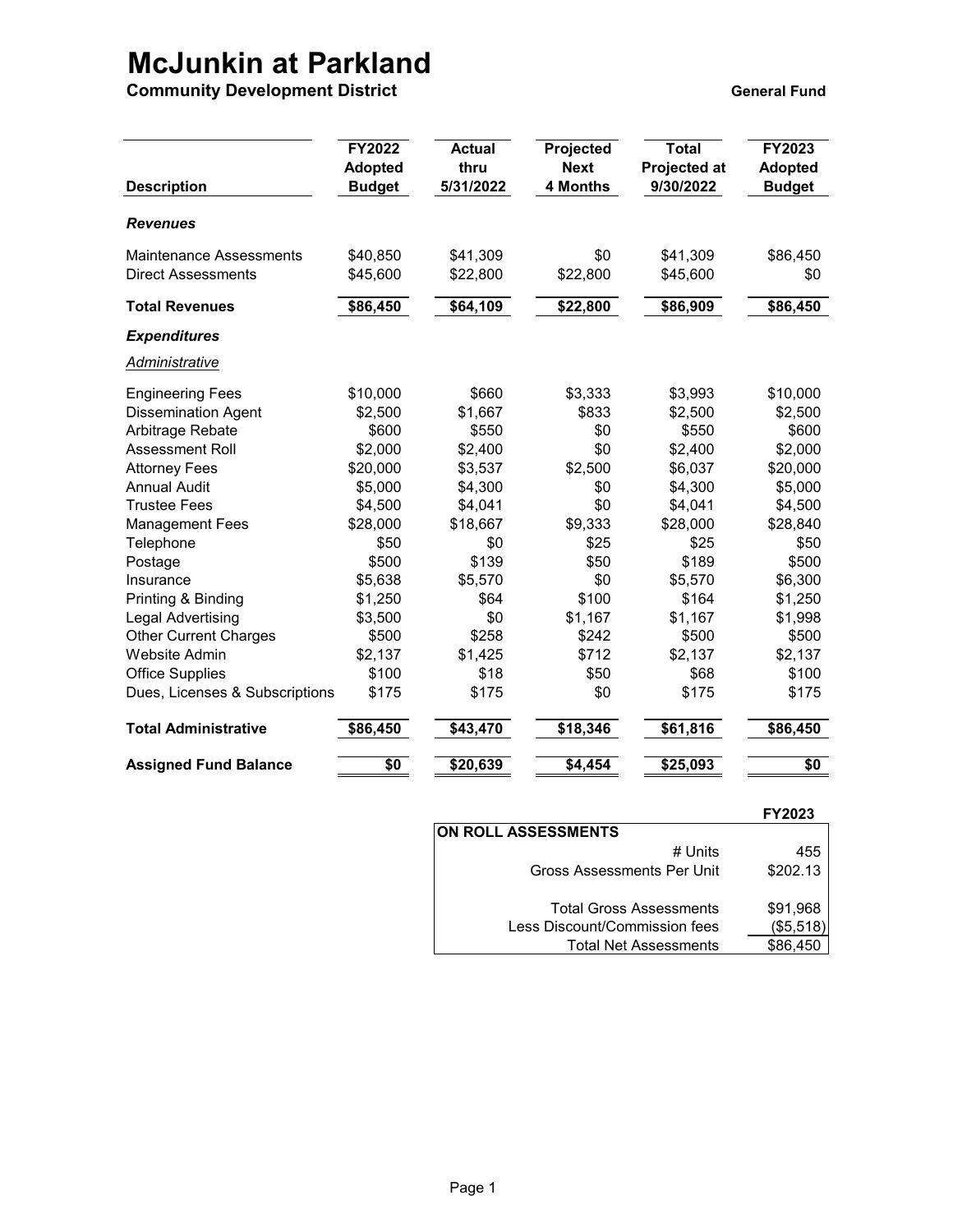# McJunkin at Parkland

## Community Development District

**General Fund**

| Description | FY2022 Adopted Budget | Actual thru 5/31/2022 | Projected Next 4 Months | Total Projected at 9/30/2022 | FY2023 Adopted Budget |
|---|---|---|---|---|---|
| ***Revenues*** | | | | | |
| Maintenance Assessments | $40,850 | $41,309 | $0 | $41,309 | $86,450 |
| Direct Assessments | $45,600 | $22,800 | $22,800 | $45,600 | $0 |
| **Total Revenues** | **$86,450** | **$64,109** | **$22,800** | **$86,909** | **$86,450** |
| ***Expenditures*** | | | | | |
| *Administrative* | | | | | |
| Engineering Fees | $10,000 | $660 | $3,333 | $3,993 | $10,000 |
| Dissemination Agent | $2,500 | $1,667 | $833 | $2,500 | $2,500 |
| Arbitrage Rebate | $600 | $550 | $0 | $550 | $600 |
| Assessment Roll | $2,000 | $2,400 | $0 | $2,400 | $2,000 |
| Attorney Fees | $20,000 | $3,537 | $2,500 | $6,037 | $20,000 |
| Annual Audit | $5,000 | $4,300 | $0 | $4,300 | $5,000 |
| Trustee Fees | $4,500 | $4,041 | $0 | $4,041 | $4,500 |
| Management Fees | $28,000 | $18,667 | $9,333 | $28,000 | $28,840 |
| Telephone | $50 | $0 | $25 | $25 | $50 |
| Postage | $500 | $139 | $50 | $189 | $500 |
| Insurance | $5,638 | $5,570 | $0 | $5,570 | $6,300 |
| Printing & Binding | $1,250 | $64 | $100 | $164 | $1,250 |
| Legal Advertising | $3,500 | $0 | $1,167 | $1,167 | $1,998 |
| Other Current Charges | $500 | $258 | $242 | $500 | $500 |
| Website Admin | $2,137 | $1,425 | $712 | $2,137 | $2,137 |
| Office Supplies | $100 | $18 | $50 | $68 | $100 |
| Dues, Licenses & Subscriptions | $175 | $175 | $0 | $175 | $175 |
| **Total Administrative** | **$86,450** | **$43,470** | **$18,346** | **$61,816** | **$86,450** |
| **Assigned Fund Balance** | **$0** | **$20,639** | **$4,454** | **$25,093** | **$0** |

| ON ROLL ASSESSMENTS | FY2023 |
|---|---|
| # Units | 455 |
| Gross Assessments Per Unit | $202.13 |
| Total Gross Assessments | $91,968 |
| Less Discount/Commission fees | ($5,518) |
| Total Net Assessments | $86,450 |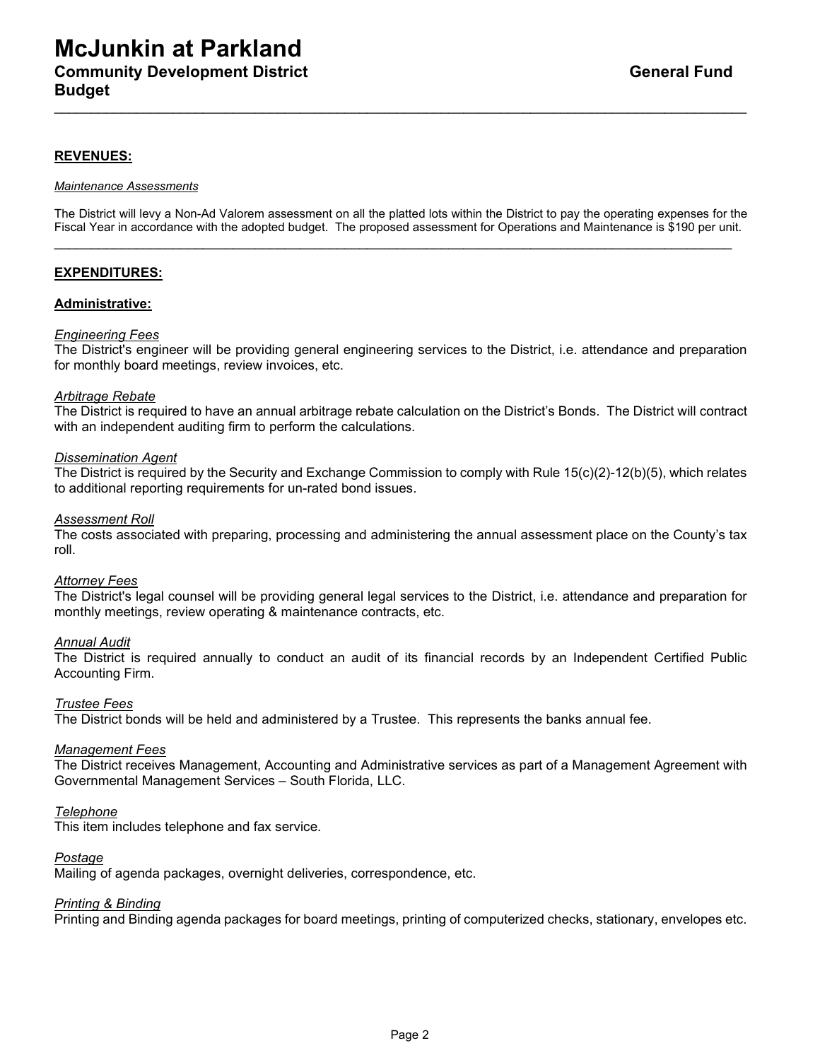# McJunkin at Parkland

## Community Development District

## Budget

**General Fund**

---

**REVENUES:**

*Maintenance Assessments*

The District will levy a Non-Ad Valorem assessment on all the platted lots within the District to pay the operating expenses for the Fiscal Year in accordance with the adopted budget. The proposed assessment for Operations and Maintenance is $190 per unit.

---

**EXPENDITURES:**

**Administrative:**

*Engineering Fees*
The District's engineer will be providing general engineering services to the District, i.e. attendance and preparation for monthly board meetings, review invoices, etc.

*Arbitrage Rebate*
The District is required to have an annual arbitrage rebate calculation on the District's Bonds. The District will contract with an independent auditing firm to perform the calculations.

*Dissemination Agent*
The District is required by the Security and Exchange Commission to comply with Rule 15(c)(2)-12(b)(5), which relates to additional reporting requirements for un-rated bond issues.

*Assessment Roll*
The costs associated with preparing, processing and administering the annual assessment place on the County's tax roll.

*Attorney Fees*
The District's legal counsel will be providing general legal services to the District, i.e. attendance and preparation for monthly meetings, review operating & maintenance contracts, etc.

*Annual Audit*
The District is required annually to conduct an audit of its financial records by an Independent Certified Public Accounting Firm.

*Trustee Fees*
The District bonds will be held and administered by a Trustee. This represents the banks annual fee.

*Management Fees*
The District receives Management, Accounting and Administrative services as part of a Management Agreement with Governmental Management Services – South Florida, LLC.

*Telephone*
This item includes telephone and fax service.

*Postage*
Mailing of agenda packages, overnight deliveries, correspondence, etc.

*Printing & Binding*
Printing and Binding agenda packages for board meetings, printing of computerized checks, stationary, envelopes etc.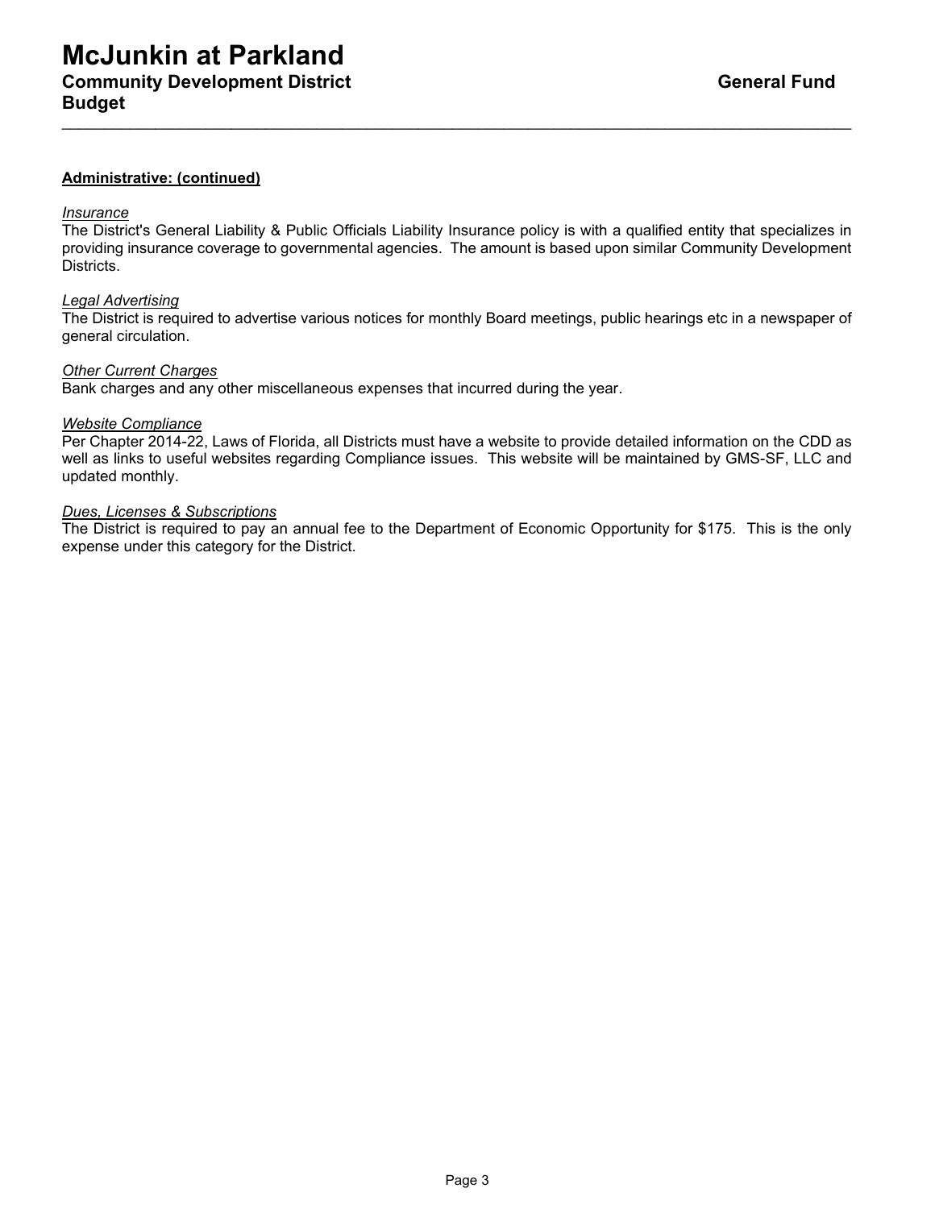# McJunkin at Parkland

## Community Development District

## Budget

**General Fund**

**Administrative: (continued)**

*Insurance*

The District's General Liability & Public Officials Liability Insurance policy is with a qualified entity that specializes in providing insurance coverage to governmental agencies. The amount is based upon similar Community Development Districts.

*Legal Advertising*

The District is required to advertise various notices for monthly Board meetings, public hearings etc in a newspaper of general circulation.

*Other Current Charges*

Bank charges and any other miscellaneous expenses that incurred during the year.

*Website Compliance*

Per Chapter 2014-22, Laws of Florida, all Districts must have a website to provide detailed information on the CDD as well as links to useful websites regarding Compliance issues. This website will be maintained by GMS-SF, LLC and updated monthly.

*Dues, Licenses & Subscriptions*

The District is required to pay an annual fee to the Department of Economic Opportunity for $175. This is the only expense under this category for the District.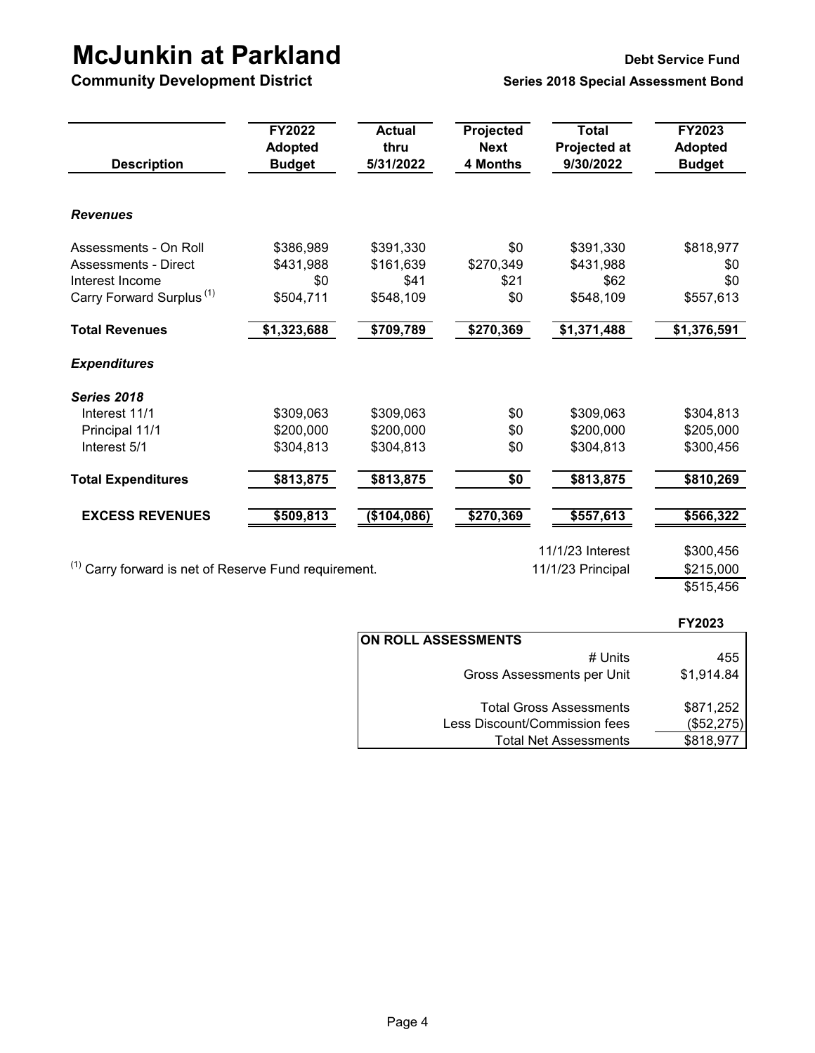# McJunkin at Parkland

**Community Development District**

**Debt Service Fund**

**Series 2018 Special Assessment Bond**

| Description | FY2022 Adopted Budget | Actual thru 5/31/2022 | Projected Next 4 Months | Total Projected at 9/30/2022 | FY2023 Adopted Budget |
|---|---|---|---|---|---|
| ***Revenues*** | | | | | |
| Assessments - On Roll | $386,989 | $391,330 | $0 | $391,330 | $818,977 |
| Assessments - Direct | $431,988 | $161,639 | $270,349 | $431,988 | $0 |
| Interest Income | $0 | $41 | $21 | $62 | $0 |
| Carry Forward Surplus [(1)] | $504,711 | $548,109 | $0 | $548,109 | $557,613 |
| **Total Revenues** | **$1,323,688** | **$709,789** | **$270,369** | **$1,371,488** | **$1,376,591** |
| ***Expenditures*** | | | | | |
| ***Series 2018*** | | | | | |
| Interest 11/1 | $309,063 | $309,063 | $0 | $309,063 | $304,813 |
| Principal 11/1 | $200,000 | $200,000 | $0 | $200,000 | $205,000 |
| Interest 5/1 | $304,813 | $304,813 | $0 | $304,813 | $300,456 |
| **Total Expenditures** | **$813,875** | **$813,875** | **$0** | **$813,875** | **$810,269** |
| **EXCESS REVENUES** | **$509,813** | **($104,086)** | **$270,369** | **$557,613** | **$566,322** |

| | |
|---|---|
| 11/1/23 Interest | $300,456 |
| 11/1/23 Principal | $215,000 |
| | $515,456 |

[(1)] Carry forward is net of Reserve Fund requirement.

| ON ROLL ASSESSMENTS | FY2023 |
|---|---|
| # Units | 455 |
| Gross Assessments per Unit | $1,914.84 |
| Total Gross Assessments | $871,252 |
| Less Discount/Commission fees | ($52,275) |
| Total Net Assessments | $818,977 |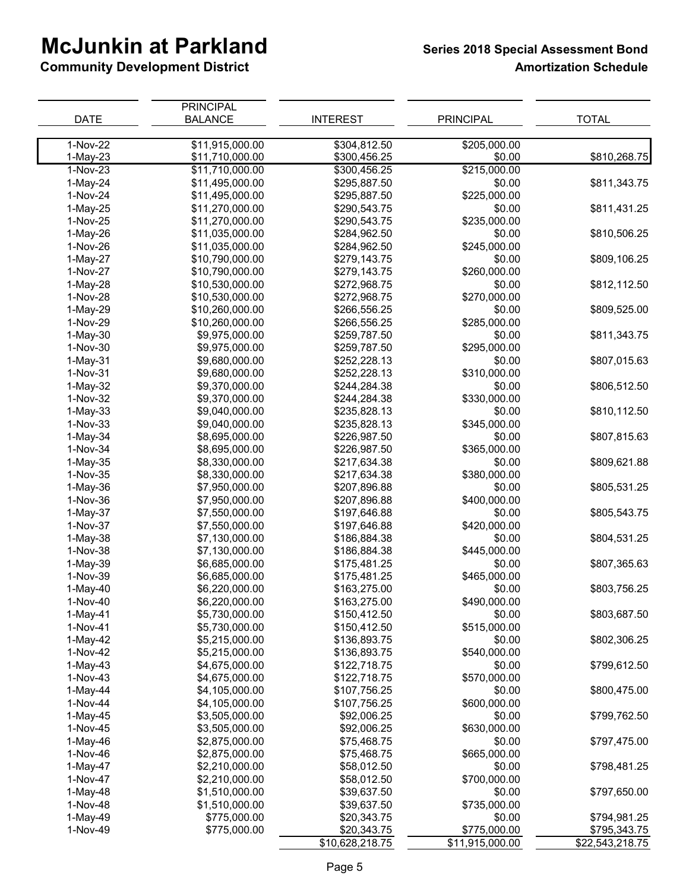# McJunkin at Parkland

**Community Development District**

**Series 2018 Special Assessment Bond**

**Amortization Schedule**

| DATE | PRINCIPAL BALANCE | INTEREST | PRINCIPAL | TOTAL |
|---|---|---|---|---|
| 1-Nov-22 | $11,915,000.00 | $304,812.50 | $205,000.00 | |
| 1-May-23 | $11,710,000.00 | $300,456.25 | $0.00 | $810,268.75 |
| 1-Nov-23 | $11,710,000.00 | $300,456.25 | $215,000.00 | |
| 1-May-24 | $11,495,000.00 | $295,887.50 | $0.00 | $811,343.75 |
| 1-Nov-24 | $11,495,000.00 | $295,887.50 | $225,000.00 | |
| 1-May-25 | $11,270,000.00 | $290,543.75 | $0.00 | $811,431.25 |
| 1-Nov-25 | $11,270,000.00 | $290,543.75 | $235,000.00 | |
| 1-May-26 | $11,035,000.00 | $284,962.50 | $0.00 | $810,506.25 |
| 1-Nov-26 | $11,035,000.00 | $284,962.50 | $245,000.00 | |
| 1-May-27 | $10,790,000.00 | $279,143.75 | $0.00 | $809,106.25 |
| 1-Nov-27 | $10,790,000.00 | $279,143.75 | $260,000.00 | |
| 1-May-28 | $10,530,000.00 | $272,968.75 | $0.00 | $812,112.50 |
| 1-Nov-28 | $10,530,000.00 | $272,968.75 | $270,000.00 | |
| 1-May-29 | $10,260,000.00 | $266,556.25 | $0.00 | $809,525.00 |
| 1-Nov-29 | $10,260,000.00 | $266,556.25 | $285,000.00 | |
| 1-May-30 | $9,975,000.00 | $259,787.50 | $0.00 | $811,343.75 |
| 1-Nov-30 | $9,975,000.00 | $259,787.50 | $295,000.00 | |
| 1-May-31 | $9,680,000.00 | $252,228.13 | $0.00 | $807,015.63 |
| 1-Nov-31 | $9,680,000.00 | $252,228.13 | $310,000.00 | |
| 1-May-32 | $9,370,000.00 | $244,284.38 | $0.00 | $806,512.50 |
| 1-Nov-32 | $9,370,000.00 | $244,284.38 | $330,000.00 | |
| 1-May-33 | $9,040,000.00 | $235,828.13 | $0.00 | $810,112.50 |
| 1-Nov-33 | $9,040,000.00 | $235,828.13 | $345,000.00 | |
| 1-May-34 | $8,695,000.00 | $226,987.50 | $0.00 | $807,815.63 |
| 1-Nov-34 | $8,695,000.00 | $226,987.50 | $365,000.00 | |
| 1-May-35 | $8,330,000.00 | $217,634.38 | $0.00 | $809,621.88 |
| 1-Nov-35 | $8,330,000.00 | $217,634.38 | $380,000.00 | |
| 1-May-36 | $7,950,000.00 | $207,896.88 | $0.00 | $805,531.25 |
| 1-Nov-36 | $7,950,000.00 | $207,896.88 | $400,000.00 | |
| 1-May-37 | $7,550,000.00 | $197,646.88 | $0.00 | $805,543.75 |
| 1-Nov-37 | $7,550,000.00 | $197,646.88 | $420,000.00 | |
| 1-May-38 | $7,130,000.00 | $186,884.38 | $0.00 | $804,531.25 |
| 1-Nov-38 | $7,130,000.00 | $186,884.38 | $445,000.00 | |
| 1-May-39 | $6,685,000.00 | $175,481.25 | $0.00 | $807,365.63 |
| 1-Nov-39 | $6,685,000.00 | $175,481.25 | $465,000.00 | |
| 1-May-40 | $6,220,000.00 | $163,275.00 | $0.00 | $803,756.25 |
| 1-Nov-40 | $6,220,000.00 | $163,275.00 | $490,000.00 | |
| 1-May-41 | $5,730,000.00 | $150,412.50 | $0.00 | $803,687.50 |
| 1-Nov-41 | $5,730,000.00 | $150,412.50 | $515,000.00 | |
| 1-May-42 | $5,215,000.00 | $136,893.75 | $0.00 | $802,306.25 |
| 1-Nov-42 | $5,215,000.00 | $136,893.75 | $540,000.00 | |
| 1-May-43 | $4,675,000.00 | $122,718.75 | $0.00 | $799,612.50 |
| 1-Nov-43 | $4,675,000.00 | $122,718.75 | $570,000.00 | |
| 1-May-44 | $4,105,000.00 | $107,756.25 | $0.00 | $800,475.00 |
| 1-Nov-44 | $4,105,000.00 | $107,756.25 | $600,000.00 | |
| 1-May-45 | $3,505,000.00 | $92,006.25 | $0.00 | $799,762.50 |
| 1-Nov-45 | $3,505,000.00 | $92,006.25 | $630,000.00 | |
| 1-May-46 | $2,875,000.00 | $75,468.75 | $0.00 | $797,475.00 |
| 1-Nov-46 | $2,875,000.00 | $75,468.75 | $665,000.00 | |
| 1-May-47 | $2,210,000.00 | $58,012.50 | $0.00 | $798,481.25 |
| 1-Nov-47 | $2,210,000.00 | $58,012.50 | $700,000.00 | |
| 1-May-48 | $1,510,000.00 | $39,637.50 | $0.00 | $797,650.00 |
| 1-Nov-48 | $1,510,000.00 | $39,637.50 | $735,000.00 | |
| 1-May-49 | $775,000.00 | $20,343.75 | $0.00 | $794,981.25 |
| 1-Nov-49 | $775,000.00 | $20,343.75 | $775,000.00 | $795,343.75 |
| | | $10,628,218.75 | $11,915,000.00 | $22,543,218.75 |